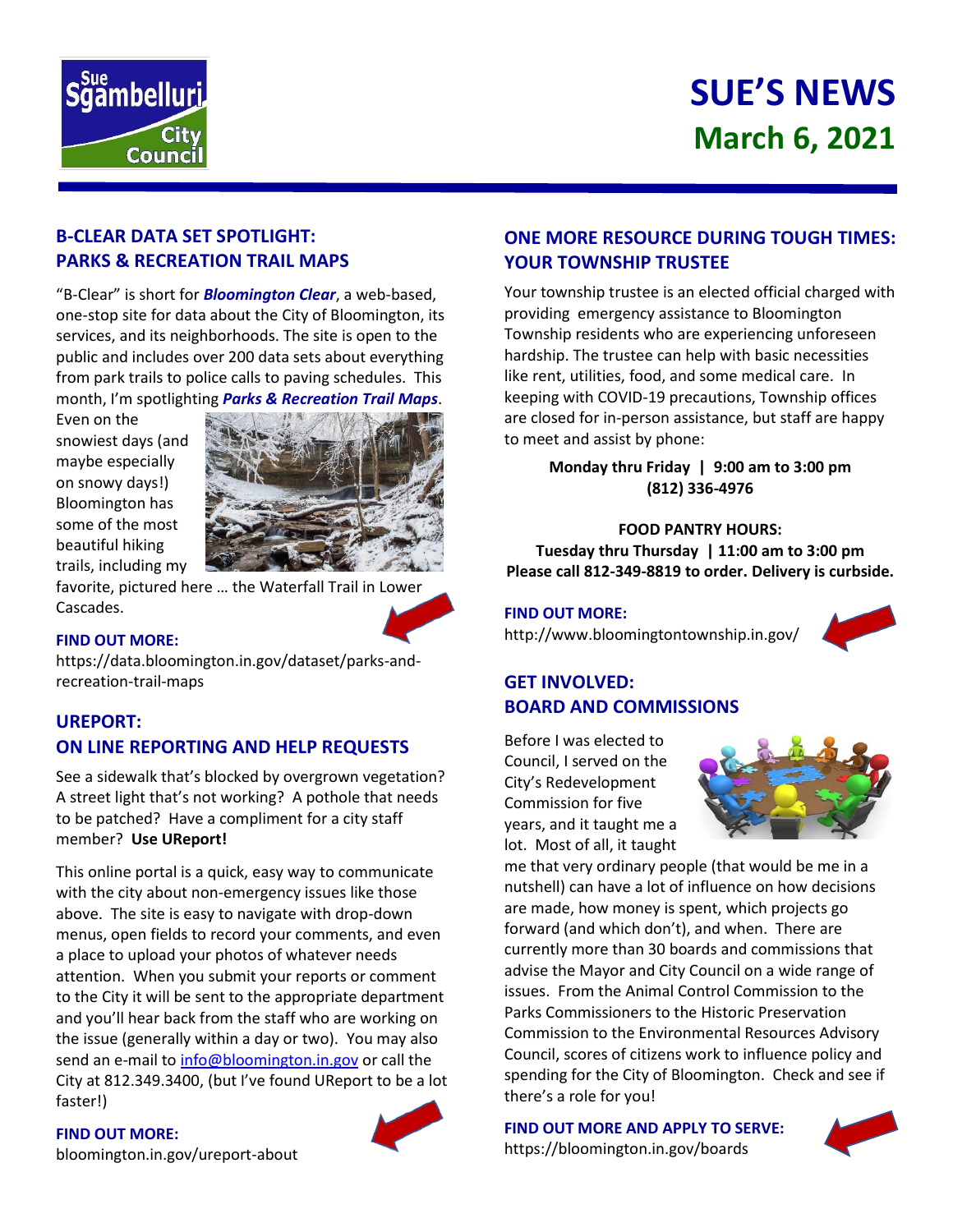# SUE'S NEWS
## March 6, 2021

## B-CLEAR DATA SET SPOTLIGHT: PARKS & RECREATION TRAIL MAPS

"B-Clear" is short for ***Bloomington Clear***, a web-based, one-stop site for data about the City of Bloomington, its services, and its neighborhoods. The site is open to the public and includes over 200 data sets about everything from park trails to police calls to paving schedules. This month, I'm spotlighting ***Parks & Recreation Trail Maps***. Even on the snowiest days (and maybe especially on snowy days!) Bloomington has some of the most beautiful hiking trails, including my favorite, pictured here … the Waterfall Trail in Lower Cascades.

**FIND OUT MORE:**
https://data.bloomington.in.gov/dataset/parks-and-recreation-trail-maps

## UREPORT: ON LINE REPORTING AND HELP REQUESTS

See a sidewalk that's blocked by overgrown vegetation? A street light that's not working? A pothole that needs to be patched? Have a compliment for a city staff member? **Use UReport!**

This online portal is a quick, easy way to communicate with the city about non-emergency issues like those above. The site is easy to navigate with drop-down menus, open fields to record your comments, and even a place to upload your photos of whatever needs attention. When you submit your reports or comment to the City it will be sent to the appropriate department and you'll hear back from the staff who are working on the issue (generally within a day or two). You may also send an e-mail to info@bloomington.in.gov or call the City at 812.349.3400, (but I've found UReport to be a lot faster!)

**FIND OUT MORE:**
bloomington.in.gov/ureport-about

## ONE MORE RESOURCE DURING TOUGH TIMES: YOUR TOWNSHIP TRUSTEE

Your township trustee is an elected official charged with providing emergency assistance to Bloomington Township residents who are experiencing unforeseen hardship. The trustee can help with basic necessities like rent, utilities, food, and some medical care. In keeping with COVID-19 precautions, Township offices are closed for in-person assistance, but staff are happy to meet and assist by phone:

**Monday thru Friday | 9:00 am to 3:00 pm**
**(812) 336-4976**

**FOOD PANTRY HOURS:**
**Tuesday thru Thursday | 11:00 am to 3:00 pm**
**Please call 812-349-8819 to order. Delivery is curbside.**

**FIND OUT MORE:**
http://www.bloomingtontownship.in.gov/

## GET INVOLVED: BOARD AND COMMISSIONS

Before I was elected to Council, I served on the City's Redevelopment Commission for five years, and it taught me a lot. Most of all, it taught me that very ordinary people (that would be me in a nutshell) can have a lot of influence on how decisions are made, how money is spent, which projects go forward (and which don't), and when. There are currently more than 30 boards and commissions that advise the Mayor and City Council on a wide range of issues. From the Animal Control Commission to the Parks Commissioners to the Historic Preservation Commission to the Environmental Resources Advisory Council, scores of citizens work to influence policy and spending for the City of Bloomington. Check and see if there's a role for you!

**FIND OUT MORE AND APPLY TO SERVE:**
https://bloomington.in.gov/boards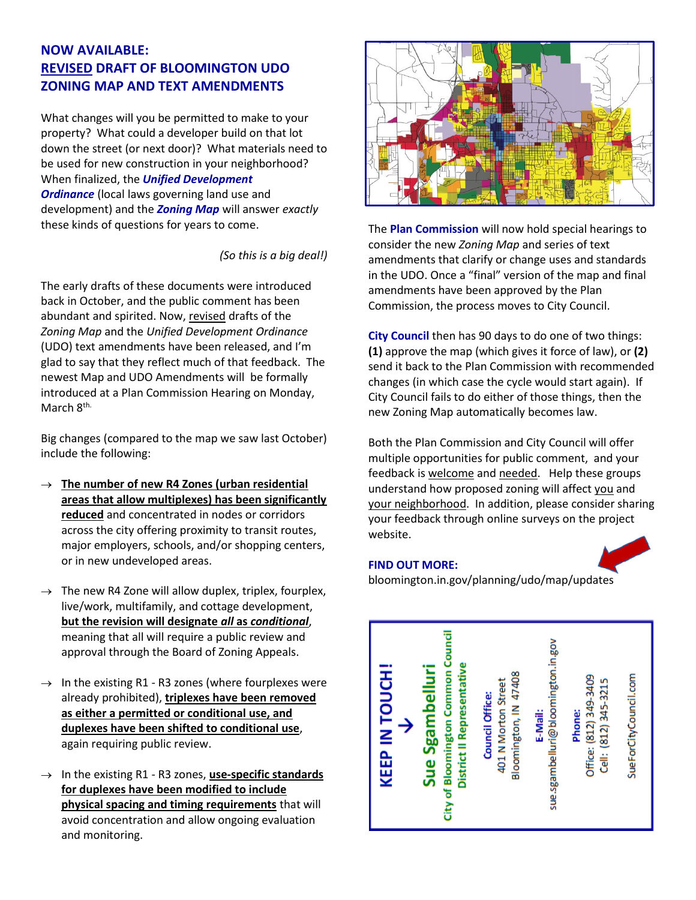## NOW AVAILABLE: REVISED DRAFT OF BLOOMINGTON UDO ZONING MAP AND TEXT AMENDMENTS

What changes will you be permitted to make to your property? What could a developer build on that lot down the street (or next door)? What materials need to be used for new construction in your neighborhood? When finalized, the ***Unified Development Ordinance*** (local laws governing land use and development) and the ***Zoning Map*** will answer *exactly* these kinds of questions for years to come.

*(So this is a big deal!)*

The early drafts of these documents were introduced back in October, and the public comment has been abundant and spirited. Now, revised drafts of the *Zoning Map* and the *Unified Development Ordinance* (UDO) text amendments have been released, and I'm glad to say that they reflect much of that feedback. The newest Map and UDO Amendments will be formally introduced at a Plan Commission Hearing on Monday, March 8th.

Big changes (compared to the map we saw last October) include the following:

→ **The number of new R4 Zones (urban residential areas that allow multiplexes) has been significantly reduced** and concentrated in nodes or corridors across the city offering proximity to transit routes, major employers, schools, and/or shopping centers, or in new undeveloped areas.

→ The new R4 Zone will allow duplex, triplex, fourplex, live/work, multifamily, and cottage development, **but the revision will designate *all* as *conditional***, meaning that all will require a public review and approval through the Board of Zoning Appeals.

→ In the existing R1 - R3 zones (where fourplexes were already prohibited), **triplexes have been removed as either a permitted or conditional use, and duplexes have been shifted to conditional use**, again requiring public review.

→ In the existing R1 - R3 zones, **use-specific standards for duplexes have been modified to include physical spacing and timing requirements** that will avoid concentration and allow ongoing evaluation and monitoring.

The **Plan Commission** will now hold special hearings to consider the new *Zoning Map* and series of text amendments that clarify or change uses and standards in the UDO. Once a "final" version of the map and final amendments have been approved by the Plan Commission, the process moves to City Council.

**City Council** then has 90 days to do one of two things: **(1)** approve the map (which gives it force of law), or **(2)** send it back to the Plan Commission with recommended changes (in which case the cycle would start again). If City Council fails to do either of those things, then the new Zoning Map automatically becomes law.

Both the Plan Commission and City Council will offer multiple opportunities for public comment, and your feedback is welcome and needed. Help these groups understand how proposed zoning will affect you and your neighborhood. In addition, please consider sharing your feedback through online surveys on the project website.

**FIND OUT MORE:**
bloomington.in.gov/planning/udo/map/updates

**KEEP IN TOUCH!** →

**Sue Sgambelluri**
City of Bloomington Common Council
District II Representative

**Council Office:**
401 N Morton Street
Bloomington, IN 47408

**E-Mail:**
sue.sgambelluri@bloomington.in.gov

**Phone:**
Office: (812) 349-3409
Cell: (812) 345-3215

SueForCityCouncil.com